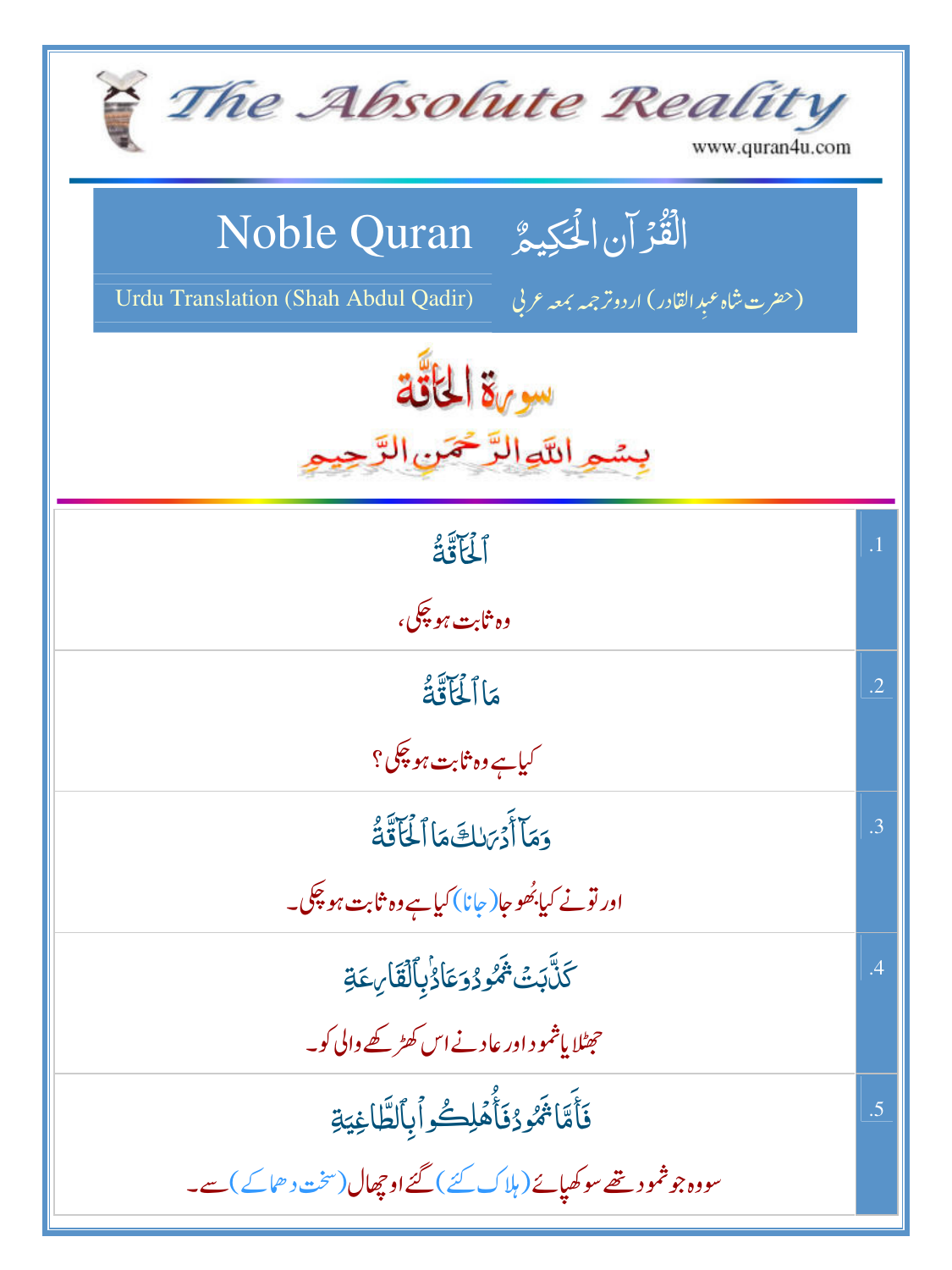# The Absolute Reality

www.quran4u.com

## Noble Quran — الْقُرْآنُ الْحَكِيمُ

Urdu Translation (Shah Abdul Qadir) — (حضرت شاہ عبدِالقادر) اردو ترجمہ بمعہ عربی

## سورۃ الحاقّۃ

بِسْمِ اللّٰهِ الرَّحْمٰنِ الرَّحِيْمِ

| | |
|---|---|
| .1 | ٱلْحَآقَّةُ<br>وہ ثابت ہو چکی، |
| .2 | مَا ٱلْحَآقَّةُ<br>کیا ہے وہ ثابت ہو چکی؟ |
| .3 | وَمَآ أَدْرَىٰكَ مَا ٱلْحَآقَّةُ<br>اور تو نے کیا بُوجھا (جانا) کیا ہے وہ ثابت ہو چکی۔ |
| .4 | كَذَّبَتْ ثَمُودُ وَعَادٌۢ بِٱلْقَارِعَةِ<br>جھٹلایا ثمود اور عاد نے اس کھڑکھے والی کو۔ |
| .5 | فَأَمَّا ثَمُودُ فَأُهْلِكُوا۟ بِٱلطَّاغِيَةِ<br>سو وہ جو ثمود تھے سو کھپائے (ہلاک کئے) گئے اوچھال (سخت دھماکے) سے۔ |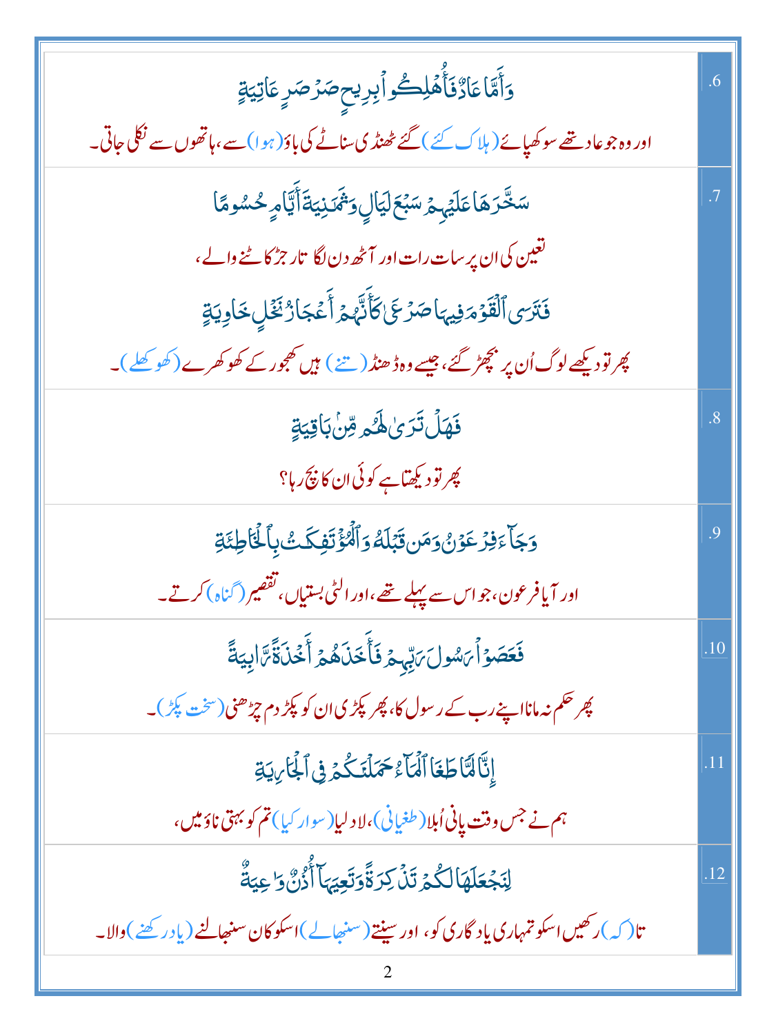| | |
|---|---|
| وَأَمَّا عَادٌ فَأُهْلِكُوا بِرِيحٍ صَرْصَرٍ عَاتِيَةٍ<br>اور وہ جو عاد تھے سو کھپائے (ہلاک کئے) گئے ٹھنڈی سناٹے کی باؤ (ہوا) سے، ہاتھوں سے نکلی جاتی۔ | .6 |
| سَخَّرَهَا عَلَيْهِمْ سَبْعَ لَيَالٍ وَثَمَانِيَةَ أَيَّامٍ حُسُومًا<br>تعین کی ان پر سات رات اور آٹھ دن لگا تار جڑ کاٹنے والے،<br>فَتَرَى الْقَوْمَ فِيهَا صَرْعَىٰ كَأَنَّهُمْ أَعْجَازُ نَخْلٍ خَاوِيَةٍ<br>پھر تو دیکھے لوگ اُن پر بچھڑ گئے، جیسے وہ ڈھنڈ (تنے) ہیں کھجور کے کھوکھرے (کھوکھلے)۔ | .7 |
| فَهَلْ تَرَىٰ لَهُمْ مِنْ بَاقِيَةٍ<br>پھر تو دیکھتا ہے کوئی ان کا بچ رہا؟ | .8 |
| وَجَاءَ فِرْعَوْنُ وَمَنْ قَبْلَهُ وَالْمُؤْتَفِكَاتُ بِالْخَاطِئَةِ<br>اور آیا فرعون، جو اس سے پہلے تھے، اور الٹی بستیاں، تقصیر (گناہ) کرتے۔ | .9 |
| فَعَصَوْا رَسُولَ رَبِّهِمْ فَأَخَذَهُمْ أَخْذَةً رَابِيَةً<br>پھر حکم نہ مانا اپنے رب کے رسول کا، پھر پکڑی ان کو پکڑ دم چڑھنی (سخت پکڑ)۔ | .10 |
| إِنَّا لَمَّا طَغَا الْمَاءُ حَمَلْنَاكُمْ فِي الْجَارِيَةِ<br>ہم نے جس وقت پانی اُبلا (طغیانی)، لاد لیا (سوار کیا) تم کو بہتی ناؤ میں، | .11 |
| لِنَجْعَلَهَا لَكُمْ تَذْكِرَةً وَتَعِيَهَا أُذُنٌ وَاعِيَةٌ<br>تا (کہ) رکھیں اسکو تمہاری یادگاری کو، اور سینتے (سنبھالے) اسکو کان سنبھالنے (یاد رکھنے) والا۔ | .12 |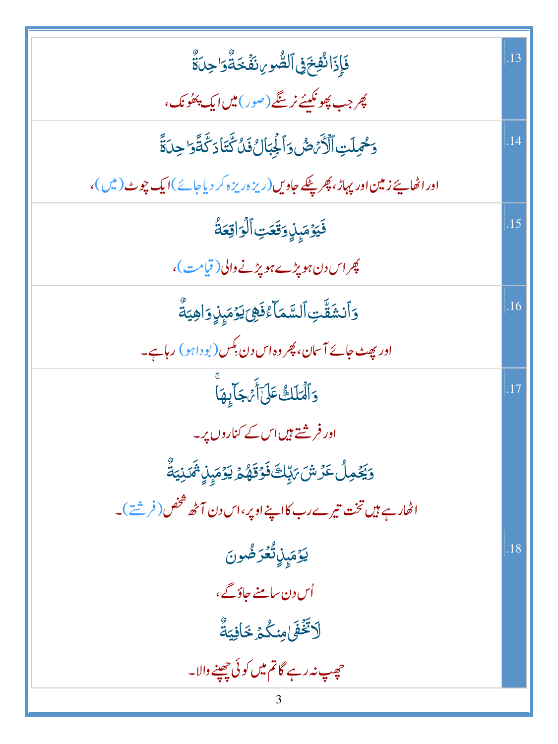| | |
|---|---|
| فَإِذَا نُفِخَ فِى ٱلصُّورِ نَفْخَةٌ وَٰحِدَةٌ<br>پھر جب پھونکیئے نرسنگے (صور) میں ایک پھونک، | .13 |
| وَحُمِلَتِ ٱلْأَرْضُ وَٱلْجِبَالُ فَدُكَّتَا دَكَّةً وَٰحِدَةً<br>اور اٹھایئے زمین اور پہاڑ، پھر چٹکے جاویں (ریزہ ریزہ کر دیا جائے) ایک چوٹ (میں)، | .14 |
| فَيَوْمَئِذٍ وَقَعَتِ ٱلْوَاقِعَةُ<br>پھر اس دن ہو پڑے ہو پڑنے والی (قیامت)، | .15 |
| وَٱنشَقَّتِ ٱلسَّمَآءُ فَهِىَ يَوْمَئِذٍ وَاهِيَةٌ<br>اور پھٹ جائے آسمان، پھر وہ اس دن بکس (بودا ہو) رہا ہے۔ | .16 |
| وَٱلْمَلَكُ عَلَىٰٓ أَرْجَآئِهَا<br>اور فرشتے ہیں اس کے کناروں پر۔<br>وَيَحْمِلُ عَرْشَ رَبِّكَ فَوْقَهُمْ يَوْمَئِذٍ ثَمَٰنِيَةٌ<br>اٹھارہے ہیں تخت تیرے رب کا اپنے اوپر، اس دن آٹھ شخص (فرشتے)۔ | .17 |
| يَوْمَئِذٍ تُعْرَضُونَ<br>اُس دن سامنے جاؤ گے،<br>لَا تَخْفَىٰ مِنكُمْ خَافِيَةٌ<br>چھپ نہ رہے گا تم میں کوئی چھپنے والا۔ | .18 |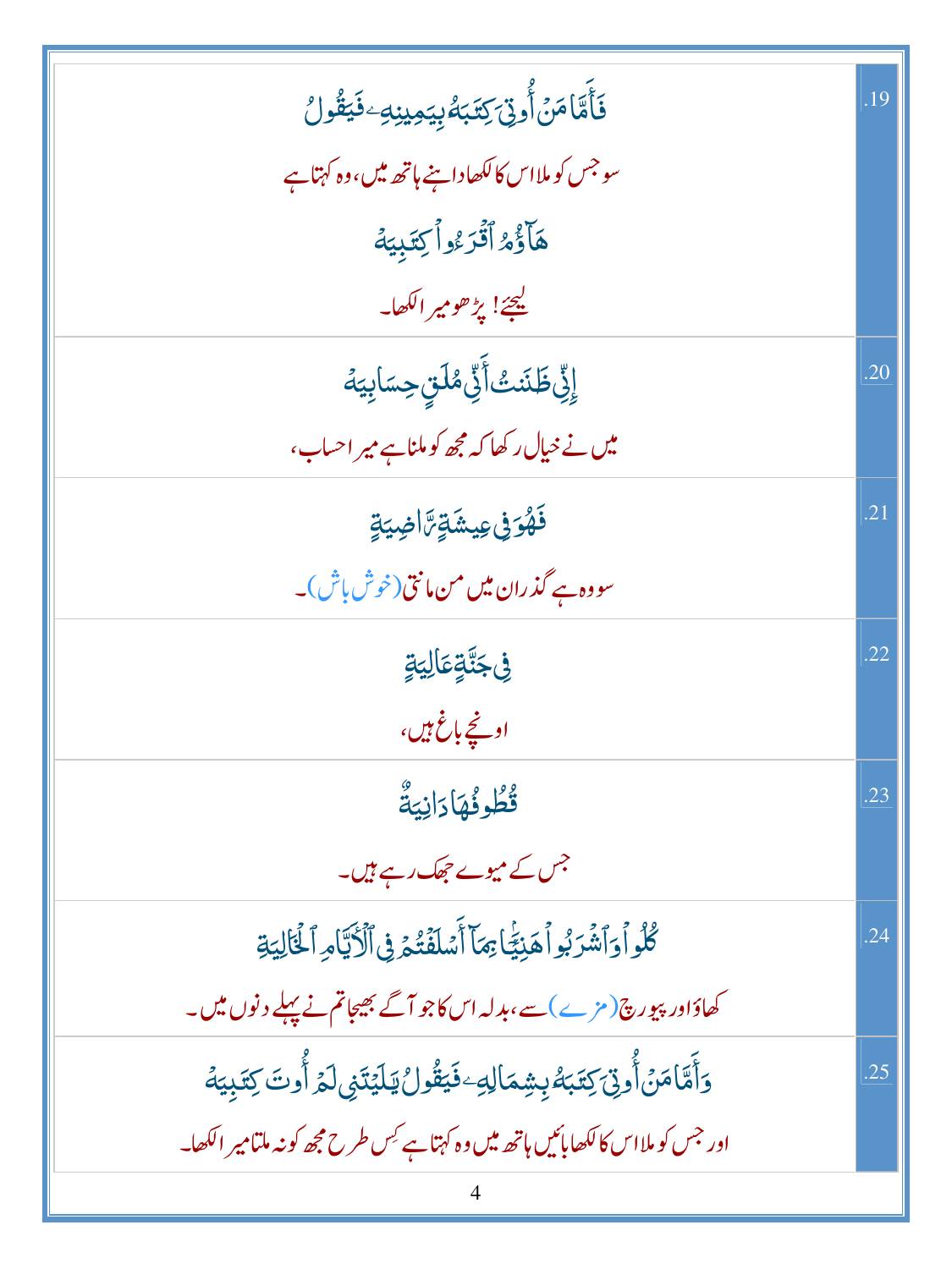| | |
|---|---|
| فَأَمَّا مَنْ أُوتِيَ كِتَابَهُ بِيَمِينِهِۦ فَيَقُولُ<br>سو جس کو ملا اس کا لکھا داہنے ہاتھ میں، وہ کہتا ہے<br>هَآؤُمُ ٱقْرَءُوا۟ كِتَٰبِيَهْ<br>لیجئے! پڑھو میرا لکھا۔ | .19 |
| إِنِّى ظَنَنتُ أَنِّى مُلَٰقٍ حِسَابِيَهْ<br>میں نے خیال رکھا کہ مجھ کو ملنا ہے میرا حساب، | .20 |
| فَهُوَ فِى عِيشَةٍ رَّاضِيَةٍ<br>سو وہ ہے گذران میں من مانتی (خوش باش)۔ | .21 |
| فِى جَنَّةٍ عَالِيَةٍ<br>اونچے باغ ہیں، | .22 |
| قُطُوفُهَا دَانِيَةٌ<br>جس کے میوے جھک رہے ہیں۔ | .23 |
| كُلُوا۟ وَٱشْرَبُوا۟ هَنِيٓـًٔۢا بِمَآ أَسْلَفْتُمْ فِى ٱلْأَيَّامِ ٱلْخَالِيَةِ<br>کھاؤ اور پیو رچ (مزے) سے، بدلہ اس کا جو آگے بھیجا تم نے پہلے دنوں میں۔ | .24 |
| وَأَمَّا مَنْ أُوتِيَ كِتَٰبَهُۥ بِشِمَالِهِۦ فَيَقُولُ يَٰلَيْتَنِى لَمْ أُوتَ كِتَٰبِيَهْ<br>اور جس کو ملا اس کا لکھا بائیں ہاتھ میں وہ کہتا ہے کِس طرح مجھ کو نہ ملتا میرا لکھا۔ | .25 |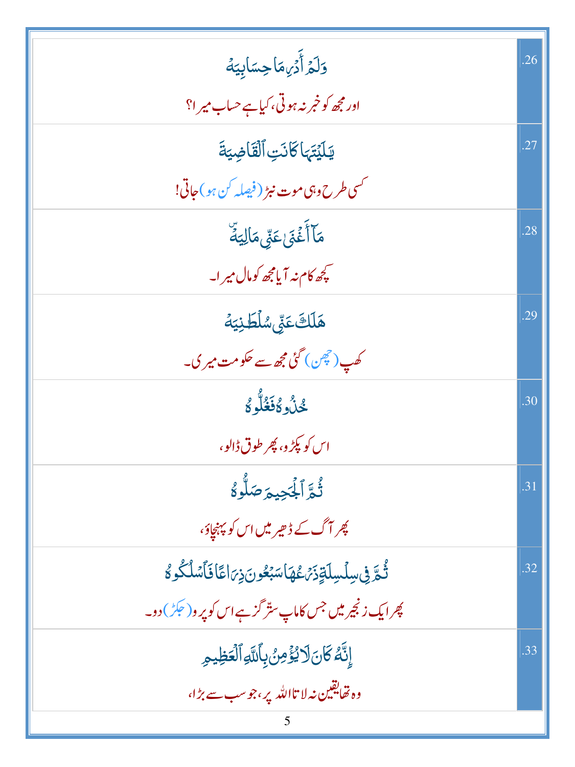| | |
|---|---|
| وَلَمْ أَدْرِ مَا حِسَابِيَهْ<br>اور مجھ کو خبر نہ ہوتی، کیا ہے حساب میرا؟ | .26 |
| يَا لَيْتَهَا كَانَتِ الْقَاضِيَةَ<br>کسی طرح وہی موت نبڑ (فیصلہ کن ہو) جاتی! | .27 |
| مَا أَغْنَىٰ عَنِّي مَالِيَهْ ۜ<br>کچھ کام نہ آیا مجھ کو مال میرا۔ | .28 |
| هَلَكَ عَنِّي سُلْطَانِيَهْ<br>کھپ (چھن) گئی مجھ سے حکومت میری۔ | .29 |
| خُذُوهُ فَغُلُّوهُ<br>اس کو پکڑو، پھر طوق ڈالو، | .30 |
| ثُمَّ الْجَحِيمَ صَلُّوهُ<br>پھر آگ کے ڈھیر میں اس کو پہنچاؤ، | .31 |
| ثُمَّ فِي سِلْسِلَةٍ ذَرْعُهَا سَبْعُونَ ذِرَاعًا فَاسْلُكُوهُ<br>پھر ایک زنجیر میں جس کا ماپ ستر گز ہے اس کو پرو (جکڑ) دو۔ | .32 |
| إِنَّهُ كَانَ لَا يُؤْمِنُ بِاللَّهِ الْعَظِيمِ<br>وہ تھا یقین نہ لاتا اللہ پر، جو سب سے بڑا، | .33 |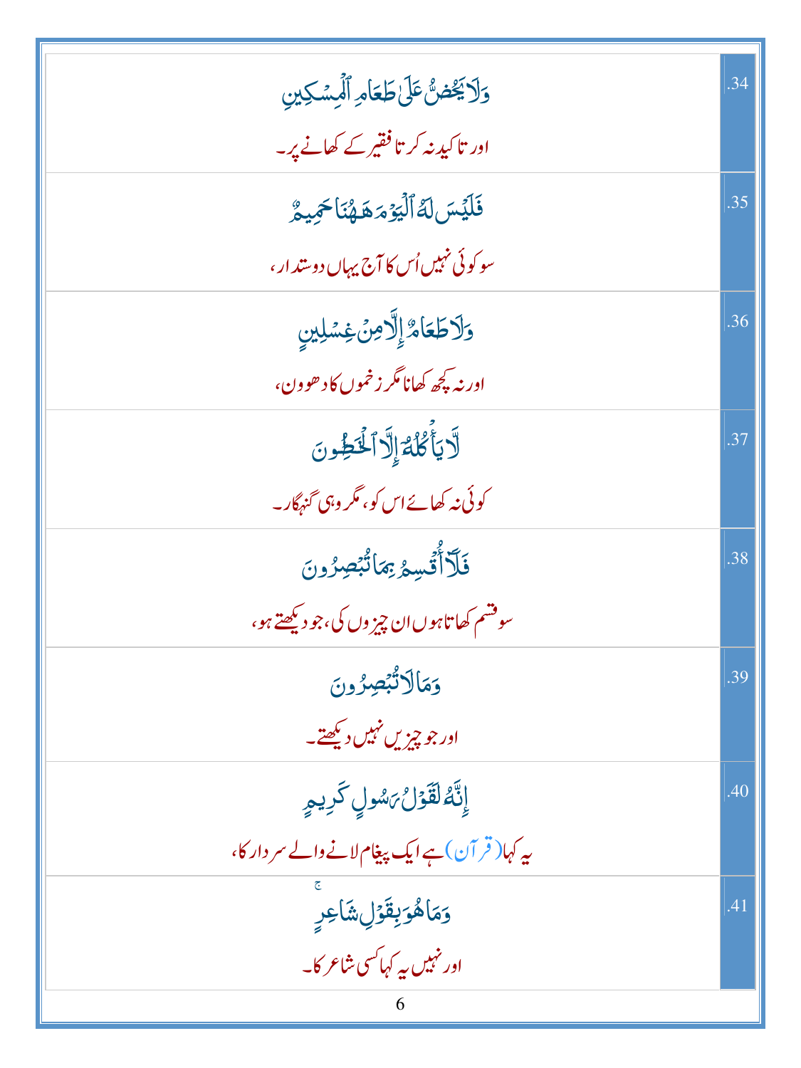| | |
|---|---|
| وَلَا يَحُضُّ عَلَىٰ طَعَامِ ٱلْمِسْكِينِ<br>اور تاکید نہ کرتا فقیر کے کھانے پر۔ | .34 |
| فَلَيْسَ لَهُ ٱلْيَوْمَ هَـٰهُنَا حَمِيمٌ<br>سو کوئی نہیں اُس کا آج یہاں دوستدار، | .35 |
| وَلَا طَعَامٌ إِلَّا مِنْ غِسْلِينٍ<br>اور نہ کچھ کھانا مگر زخموں کا دھوون، | .36 |
| لَّا يَأْكُلُهُۥٓ إِلَّا ٱلْخَـٰطِـُٔونَ<br>کوئی نہ کھائے اس کو، مگر وہی گنہگار۔ | .37 |
| فَلَآ أُقْسِمُ بِمَا تُبْصِرُونَ<br>سو قسم کھاتا ہوں ان چیزوں کی، جو دیکھتے ہو، | .38 |
| وَمَا لَا تُبْصِرُونَ<br>اور جو چیزیں نہیں دیکھتے۔ | .39 |
| إِنَّهُۥ لَقَوْلُ رَسُولٍ كَرِيمٍ<br>یہ کہا (قرآن) ہے ایک پیغام لانے والے سردار کا، | .40 |
| وَمَا هُوَ بِقَوْلِ شَاعِرٍ ۚ<br>اور نہیں یہ کہا کسی شاعر کا۔ | .41 |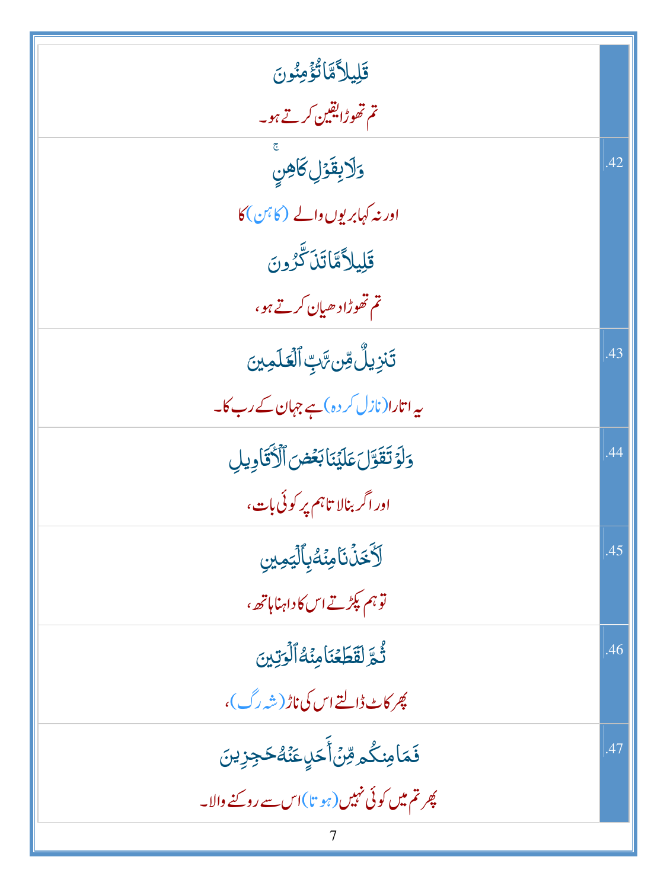| | |
|---|---|
| قَلِيلًا مَّا تُؤْمِنُونَ<br>تم تھوڑا یقین کرتے ہو۔ | |
| وَلَا بِقَوْلِ كَاهِنٍ<br>اور نہ کہا بریوں والے (کاہن) کا<br>قَلِيلًا مَّا تَذَكَّرُونَ<br>تم تھوڑا دھیان کرتے ہو، | .42 |
| تَنزِيلٌ مِّن رَّبِّ ٱلْعَٰلَمِينَ<br>یہ اتارا (نازل کردہ) ہے جہان کے رب کا۔ | .43 |
| وَلَوْ تَقَوَّلَ عَلَيْنَا بَعْضَ ٱلْأَقَاوِيلِ<br>اور اگر بنالا تا ہم پر کوئی بات، | .44 |
| لَأَخَذْنَا مِنْهُ بِٱلْيَمِينِ<br>تو ہم پکڑتے اس کا داہنا ہاتھ، | .45 |
| ثُمَّ لَقَطَعْنَا مِنْهُ ٱلْوَتِينَ<br>پھر کاٹ ڈالتے اس کی ناڑ (شہ رگ)، | .46 |
| فَمَا مِنكُم مِّنْ أَحَدٍ عَنْهُ حَٰجِزِينَ<br>پھر تم میں کوئی نہیں (ہوتا) اس سے روکنے والا۔ | .47 |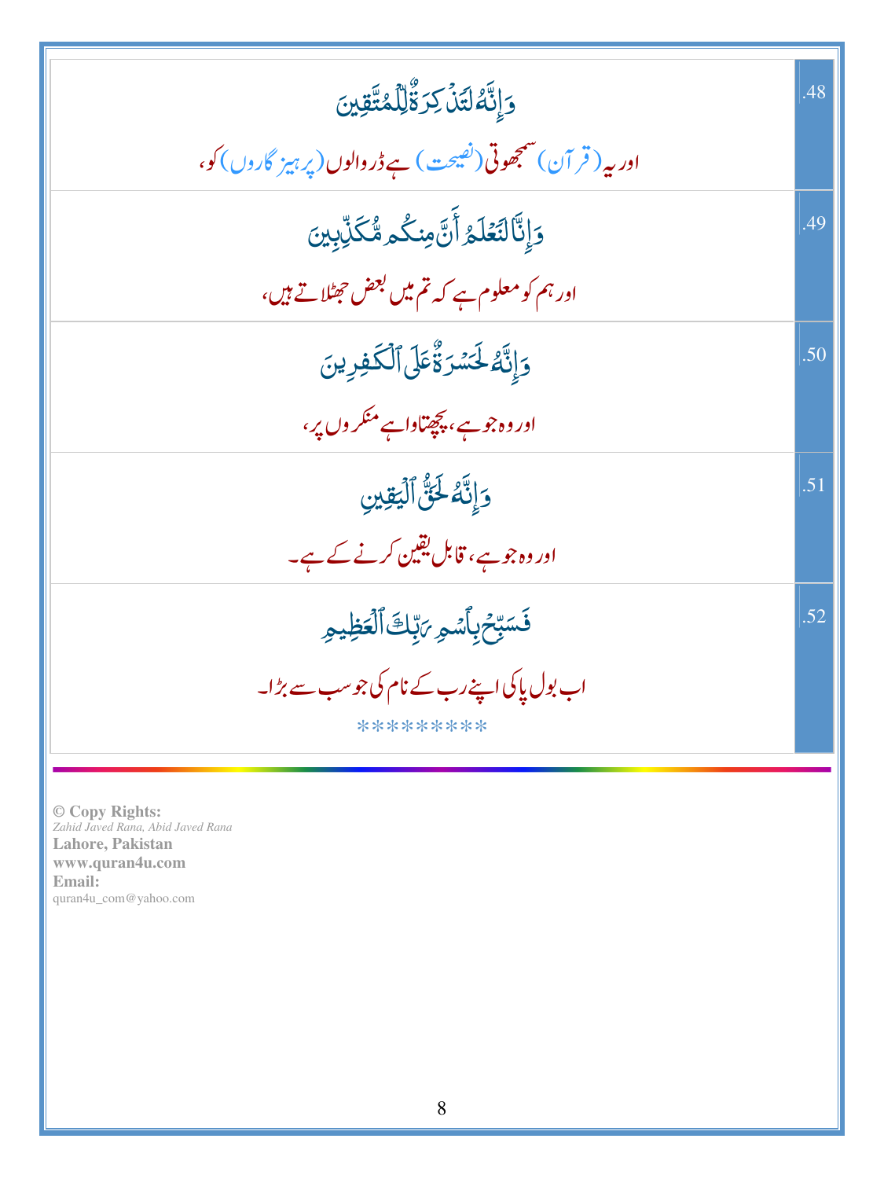| | |
|---|---|
| وَإِنَّهُۥ لَتَذْكِرَةٌ لِّلْمُتَّقِينَ<br>اور یہ (قرآن) سمجھوتی (نصیحت) ہے ڈر والوں (پرہیز گاروں) کو، | .48 |
| وَإِنَّا لَنَعْلَمُ أَنَّ مِنكُم مُّكَذِّبِينَ<br>اور ہم کو معلوم ہے کہ تم میں بعض جھٹلاتے ہیں، | .49 |
| وَإِنَّهُۥ لَحَسْرَةٌ عَلَى ٱلْكَٰفِرِينَ<br>اور وہ جو ہے، پچھتاوا ہے منکروں پر، | .50 |
| وَإِنَّهُۥ لَحَقُّ ٱلْيَقِينِ<br>اور وہ جو ہے، قابل یقین کرنے کے ہے۔ | .51 |
| فَسَبِّحْ بِٱسْمِ رَبِّكَ ٱلْعَظِيمِ<br>اب بول پاکی اپنے رب کے نام کی جو سب سے بڑا۔<br>********* | .52 |

© Copy Rights:
*Zahid Javed Rana, Abid Javed Rana*
**Lahore, Pakistan**
**www.quran4u.com**
**Email:**
quran4u_com@yahoo.com